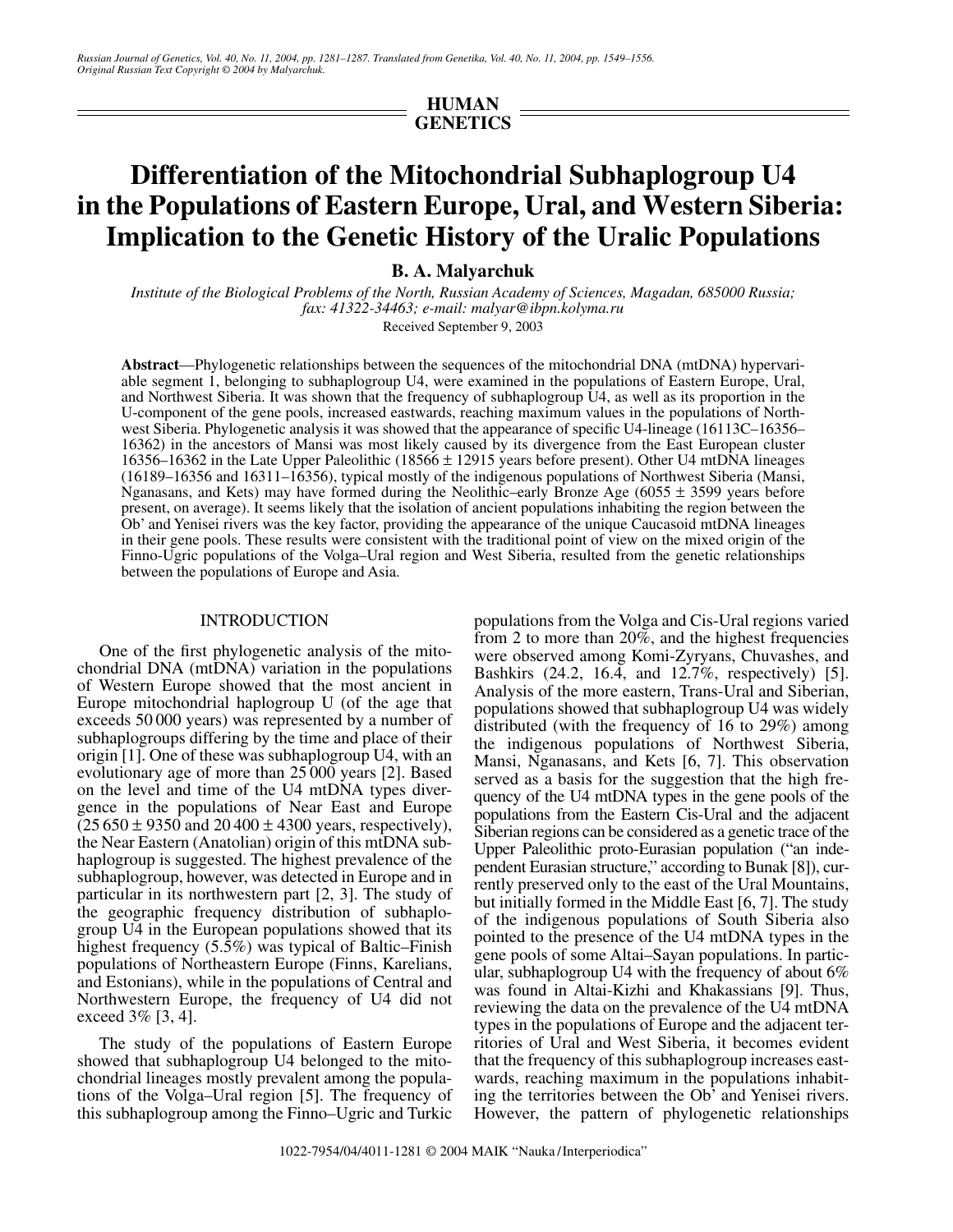HUMAN GENETICS

# Differentiation of the Mitochondrial Subhaplogroup U4 in the Populations of Eastern Europe, Ural, and Western Siberia: Implication to the Genetic History of the Uralic Populations

**B. A. Malyarchuk**

*Institute of the Biological Problems of the North, Russian Academy of Sciences, Magadan, 685000 Russia; fax: 41322-34463; e-mail: malyar@ibpn.kolyma.ru*

Received September 9, 2003

**Abstract**—Phylogenetic relationships between the sequences of the mitochondrial DNA (mtDNA) hypervariable segment 1, belonging to subhaplogroup U4, were examined in the populations of Eastern Europe, Ural, and Northwest Siberia. It was shown that the frequency of subhaplogroup U4, as well as its proportion in the U-component of the gene pools, increased eastwards, reaching maximum values in the populations of Northwest Siberia. Phylogenetic analysis it was showed that the appearance of specific U4-lineage (16113C–16356–16362) in the ancestors of Mansi was most likely caused by its divergence from the East European cluster 16356–16362 in the Late Upper Paleolithic (18566 ± 12915 years before present). Other U4 mtDNA lineages (16189–16356 and 16311–16356), typical mostly of the indigenous populations of Northwest Siberia (Mansi, Nganasans, and Kets) may have formed during the Neolithic–early Bronze Age (6055 ± 3599 years before present, on average). It seems likely that the isolation of ancient populations inhabiting the region between the Ob' and Yenisei rivers was the key factor, providing the appearance of the unique Caucasoid mtDNA lineages in their gene pools. These results were consistent with the traditional point of view on the mixed origin of the Finno-Ugric populations of the Volga–Ural region and West Siberia, resulted from the genetic relationships between the populations of Europe and Asia.

## INTRODUCTION

One of the first phylogenetic analysis of the mitochondrial DNA (mtDNA) variation in the populations of Western Europe showed that the most ancient in Europe mitochondrial haplogroup U (of the age that exceeds 50 000 years) was represented by a number of subhaplogroups differing by the time and place of their origin [1]. One of these was subhaplogroup U4, with an evolutionary age of more than 25 000 years [2]. Based on the level and time of the U4 mtDNA types divergence in the populations of Near East and Europe (25 650 ± 9350 and 20 400 ± 4300 years, respectively), the Near Eastern (Anatolian) origin of this mtDNA subhaplogroup is suggested. The highest prevalence of the subhaplogroup, however, was detected in Europe and in particular in its northwestern part [2, 3]. The study of the geographic frequency distribution of subhaplogroup U4 in the European populations showed that its highest frequency (5.5%) was typical of Baltic–Finish populations of Northeastern Europe (Finns, Karelians, and Estonians), while in the populations of Central and Northwestern Europe, the frequency of U4 did not exceed 3% [3, 4].

The study of the populations of Eastern Europe showed that subhaplogroup U4 belonged to the mitochondrial lineages mostly prevalent among the populations of the Volga–Ural region [5]. The frequency of this subhaplogroup among the Finno–Ugric and Turkic populations from the Volga and Cis-Ural regions varied from 2 to more than 20%, and the highest frequencies were observed among Komi-Zyryans, Chuvashes, and Bashkirs (24.2, 16.4, and 12.7%, respectively) [5]. Analysis of the more eastern, Trans-Ural and Siberian, populations showed that subhaplogroup U4 was widely distributed (with the frequency of 16 to 29%) among the indigenous populations of Northwest Siberia, Mansi, Nganasans, and Kets [6, 7]. This observation served as a basis for the suggestion that the high frequency of the U4 mtDNA types in the gene pools of the populations from the Eastern Cis-Ural and the adjacent Siberian regions can be considered as a genetic trace of the Upper Paleolithic proto-Eurasian population ("an independent Eurasian structure," according to Bunak [8]), currently preserved only to the east of the Ural Mountains, but initially formed in the Middle East [6, 7]. The study of the indigenous populations of South Siberia also pointed to the presence of the U4 mtDNA types in the gene pools of some Altai–Sayan populations. In particular, subhaplogroup U4 with the frequency of about 6% was found in Altai-Kizhi and Khakassians [9]. Thus, reviewing the data on the prevalence of the U4 mtDNA types in the populations of Europe and the adjacent territories of Ural and West Siberia, it becomes evident that the frequency of this subhaplogroup increases eastwards, reaching maximum in the populations inhabiting the territories between the Ob' and Yenisei rivers. However, the pattern of phylogenetic relationships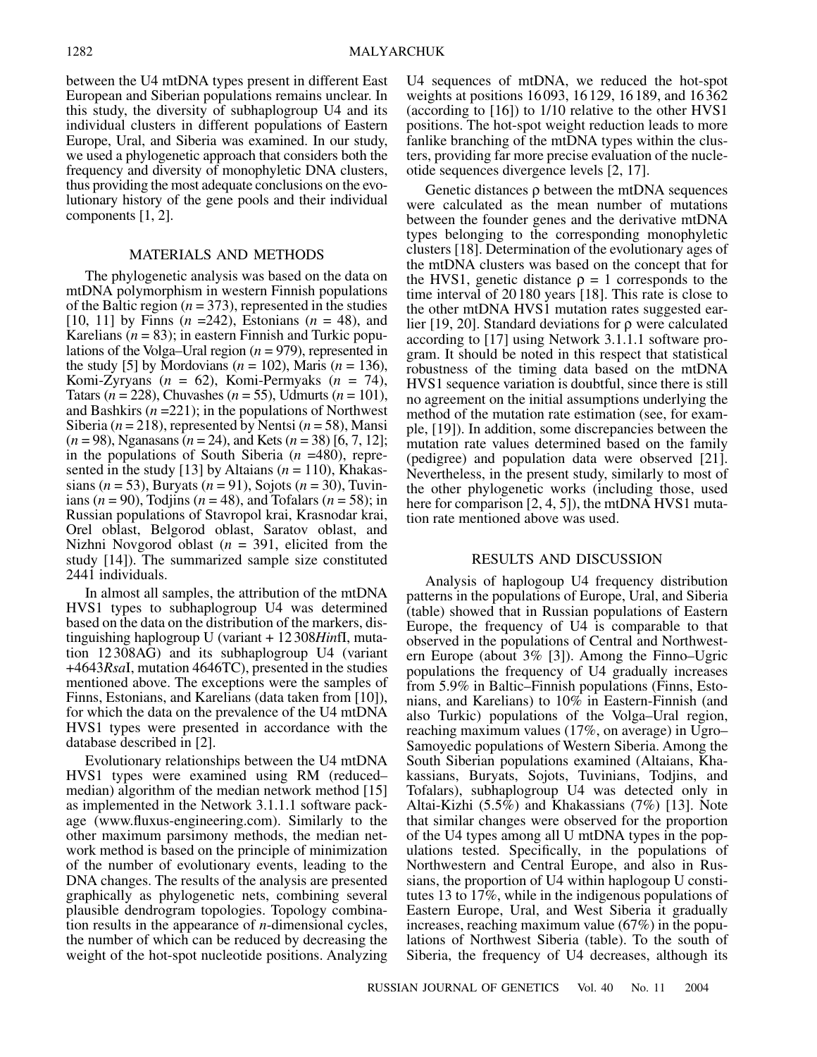between the U4 mtDNA types present in different East European and Siberian populations remains unclear. In this study, the diversity of subhaplogroup U4 and its individual clusters in different populations of Eastern Europe, Ural, and Siberia was examined. In our study, we used a phylogenetic approach that considers both the frequency and diversity of monophyletic DNA clusters, thus providing the most adequate conclusions on the evolutionary history of the gene pools and their individual components [1, 2].

## MATERIALS AND METHODS

The phylogenetic analysis was based on the data on mtDNA polymorphism in western Finnish populations of the Baltic region ($n = 373$), represented in the studies [10, 11] by Finns ($n = 242$), Estonians ($n = 48$), and Karelians ($n = 83$); in eastern Finnish and Turkic populations of the Volga–Ural region ($n = 979$), represented in the study [5] by Mordovians ($n = 102$), Maris ($n = 136$), Komi-Zyryans ($n = 62$), Komi-Permyaks ($n = 74$), Tatars ($n = 228$), Chuvashes ($n = 55$), Udmurts ($n = 101$), and Bashkirs ($n = 221$); in the populations of Northwest Siberia ($n = 218$), represented by Nentsi ($n = 58$), Mansi ($n = 98$), Nganasans ($n = 24$), and Kets ($n = 38$) [6, 7, 12]; in the populations of South Siberia ($n = 480$), represented in the study [13] by Altaians ($n = 110$), Khakassians ($n = 53$), Buryats ($n = 91$), Sojots ($n = 30$), Tuvinians ($n = 90$), Todjins ($n = 48$), and Tofalars ($n = 58$); in Russian populations of Stavropol krai, Krasnodar krai, Orel oblast, Belgorod oblast, Saratov oblast, and Nizhni Novgorod oblast ($n = 391$, elicited from the study [14]). The summarized sample size constituted 2441 individuals.

In almost all samples, the attribution of the mtDNA HVS1 types to subhaplogroup U4 was determined based on the data on the distribution of the markers, distinguishing haplogroup U (variant +12308*Hin*fI, mutation 12308AG) and its subhaplogroup U4 (variant +4643*Rsa*I, mutation 4646TC), presented in the studies mentioned above. The exceptions were the samples of Finns, Estonians, and Karelians (data taken from [10]), for which the data on the prevalence of the U4 mtDNA HVS1 types were presented in accordance with the database described in [2].

Evolutionary relationships between the U4 mtDNA HVS1 types were examined using RM (reduced–median) algorithm of the median network method [15] as implemented in the Network 3.1.1.1 software package (www.fluxus-engineering.com). Similarly to the other maximum parsimony methods, the median network method is based on the principle of minimization of the number of evolutionary events, leading to the DNA changes. The results of the analysis are presented graphically as phylogenetic nets, combining several plausible dendrogram topologies. Topology combination results in the appearance of *n*-dimensional cycles, the number of which can be reduced by decreasing the weight of the hot-spot nucleotide positions. Analyzing U4 sequences of mtDNA, we reduced the hot-spot weights at positions 16093, 16129, 16189, and 16362 (according to [16]) to 1/10 relative to the other HVS1 positions. The hot-spot weight reduction leads to more fanlike branching of the mtDNA types within the clusters, providing far more precise evaluation of the nucleotide sequences divergence levels [2, 17].

Genetic distances $\rho$ between the mtDNA sequences were calculated as the mean number of mutations between the founder genes and the derivative mtDNA types belonging to the corresponding monophyletic clusters [18]. Determination of the evolutionary ages of the mtDNA clusters was based on the concept that for the HVS1, genetic distance $\rho = 1$ corresponds to the time interval of 20180 years [18]. This rate is close to the other mtDNA HVS1 mutation rates suggested earlier [19, 20]. Standard deviations for $\rho$ were calculated according to [17] using Network 3.1.1.1 software program. It should be noted in this respect that statistical robustness of the timing data based on the mtDNA HVS1 sequence variation is doubtful, since there is still no agreement on the initial assumptions underlying the method of the mutation rate estimation (see, for example, [19]). In addition, some discrepancies between the mutation rate values determined based on the family (pedigree) and population data were observed [21]. Nevertheless, in the present study, similarly to most of the other phylogenetic works (including those, used here for comparison [2, 4, 5]), the mtDNA HVS1 mutation rate mentioned above was used.

## RESULTS AND DISCUSSION

Analysis of haplogoup U4 frequency distribution patterns in the populations of Europe, Ural, and Siberia (table) showed that in Russian populations of Eastern Europe, the frequency of U4 is comparable to that observed in the populations of Central and Northwestern Europe (about 3% [3]). Among the Finno–Ugric populations the frequency of U4 gradually increases from 5.9% in Baltic–Finnish populations (Finns, Estonians, and Karelians) to 10% in Eastern-Finnish (and also Turkic) populations of the Volga–Ural region, reaching maximum values (17%, on average) in Ugro–Samoyedic populations of Western Siberia. Among the South Siberian populations examined (Altaians, Khakassians, Buryats, Sojots, Tuvinians, Todjins, and Tofalars), subhaplogroup U4 was detected only in Altai-Kizhi (5.5%) and Khakassians (7%) [13]. Note that similar changes were observed for the proportion of the U4 types among all U mtDNA types in the populations tested. Specifically, in the populations of Northwestern and Central Europe, and also in Russians, the proportion of U4 within haplogoup U constitutes 13 to 17%, while in the indigenous populations of Eastern Europe, Ural, and West Siberia it gradually increases, reaching maximum value (67%) in the populations of Northwest Siberia (table). To the south of Siberia, the frequency of U4 decreases, although its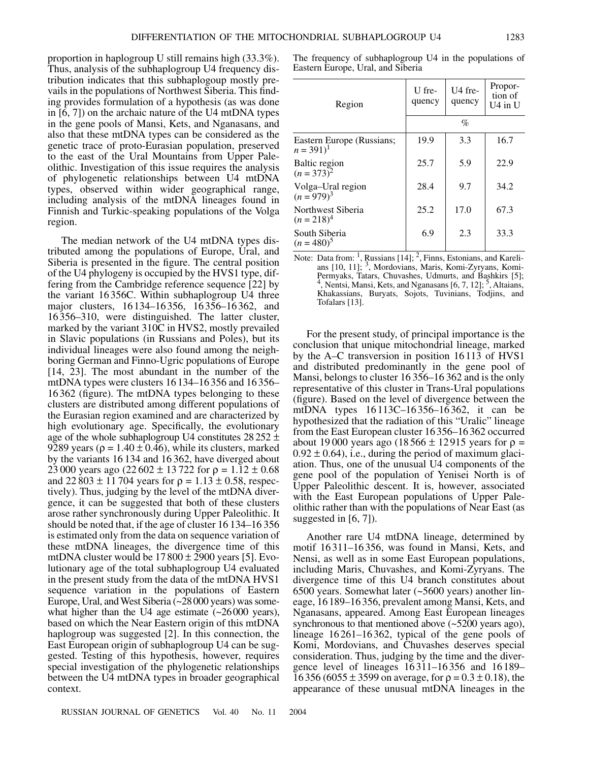proportion in haplogroup U still remains high (33.3%). Thus, analysis of the subhaplogroup U4 frequency distribution indicates that this subhaplogoup mostly prevails in the populations of Northwest Siberia. This finding provides formulation of a hypothesis (as was done in [6, 7]) on the archaic nature of the U4 mtDNA types in the gene pools of Mansi, Kets, and Nganasans, and also that these mtDNA types can be considered as the genetic trace of proto-Eurasian population, preserved to the east of the Ural Mountains from Upper Paleolithic. Investigation of this issue requires the analysis of phylogenetic relationships between U4 mtDNA types, observed within wider geographical range, including analysis of the mtDNA lineages found in Finnish and Turkic-speaking populations of the Volga region.

The median network of the U4 mtDNA types distributed among the populations of Europe, Ural, and Siberia is presented in the figure. The central position of the U4 phylogeny is occupied by the HVS1 type, differing from the Cambridge reference sequence [22] by the variant 16356C. Within subhaplogroup U4 three major clusters, 16134–16356, 16356–16362, and 16356–310, were distinguished. The latter cluster, marked by the variant 310C in HVS2, mostly prevailed in Slavic populations (in Russians and Poles), but its individual lineages were also found among the neighboring German and Finno-Ugric populations of Europe [14, 23]. The most abundant in the number of the mtDNA types were clusters 16134–16356 and 16356–16362 (figure). The mtDNA types belonging to these clusters are distributed among different populations of the Eurasian region examined and are characterized by high evolutionary age. Specifically, the evolutionary age of the whole subhaplogroup U4 constitutes 28252 ± 9289 years ($\rho = 1.40 \pm 0.46$), while its clusters, marked by the variants 16134 and 16362, have diverged about 23000 years ago (22602 ± 13722 for $\rho = 1.12 \pm 0.68$ and 22803 ± 11704 years for $\rho = 1.13 \pm 0.58$, respectively). Thus, judging by the level of the mtDNA divergence, it can be suggested that both of these clusters arose rather synchronously during Upper Paleolithic. It should be noted that, if the age of cluster 16134–16356 is estimated only from the data on sequence variation of these mtDNA lineages, the divergence time of this mtDNA cluster would be 17800 ± 2900 years [5]. Evolutionary age of the total subhaplogroup U4 evaluated in the present study from the data of the mtDNA HVS1 sequence variation in the populations of Eastern Europe, Ural, and West Siberia (~28000 years) was somewhat higher than the U4 age estimate (~26000 years), based on which the Near Eastern origin of this mtDNA haplogroup was suggested [2]. In this connection, the East European origin of subhaplogroup U4 can be suggested. Testing of this hypothesis, however, requires special investigation of the phylogenetic relationships between the U4 mtDNA types in broader geographical context.

The frequency of subhaplogroup U4 in the populations of Eastern Europe, Ural, and Siberia

| Region | U frequency | U4 frequency | Proportion of U4 in U |
|---|---|---|---|
| | % | | |
| Eastern Europe (Russians; $n = 391$)[1] | 19.9 | 3.3 | 16.7 |
| Baltic region ($n = 373$)[2] | 25.7 | 5.9 | 22.9 |
| Volga–Ural region ($n = 979$)[3] | 28.4 | 9.7 | 34.2 |
| Northwest Siberia ($n = 218$)[4] | 25.2 | 17.0 | 67.3 |
| South Siberia ($n = 480$)[5] | 6.9 | 2.3 | 33.3 |

Note: Data from: [1], Russians [14]; [2], Finns, Estonians, and Karelians [10, 11]; [3], Mordovians, Maris, Komi-Zyryans, Komi-Permyaks, Tatars, Chuvashes, Udmurts, and Bashkirs [5]; [4], Nentsi, Mansi, Kets, and Nganasans [6, 7, 12]; [5], Altaians, Khakassians, Buryats, Sojots, Tuvinians, Todjins, and Tofalars [13].

For the present study, of principal importance is the conclusion that unique mitochondrial lineage, marked by the A–C transversion in position 16113 of HVS1 and distributed predominantly in the gene pool of Mansi, belongs to cluster 16356–16362 and is the only representative of this cluster in Trans-Ural populations (figure). Based on the level of divergence between the mtDNA types 16113C–16356–16362, it can be hypothesized that the radiation of this "Uralic" lineage from the East European cluster 16356–16362 occurred about 19000 years ago (18566 ± 12915 years for $\rho = 0.92 \pm 0.64$), i.e., during the period of maximum glaciation. Thus, one of the unusual U4 components of the gene pool of the population of Yenisei North is of Upper Paleolithic descent. It is, however, associated with the East European populations of Upper Paleolithic rather than with the populations of Near East (as suggested in [6, 7]).

Another rare U4 mtDNA lineage, determined by motif 16311–16356, was found in Mansi, Kets, and Nensi, as well as in some East European populations, including Maris, Chuvashes, and Komi-Zyryans. The divergence time of this U4 branch constitutes about 6500 years. Somewhat later (~5600 years) another lineage, 16189–16356, prevalent among Mansi, Kets, and Nganasans, appeared. Among East European lineages synchronous to that mentioned above (~5200 years ago), lineage 16261–16362, typical of the gene pools of Komi, Mordovians, and Chuvashes deserves special consideration. Thus, judging by the time and the divergence level of lineages 16311–16356 and 16189–16356 (6055 ± 3599 on average, for $\rho = 0.3 \pm 0.18$), the appearance of these unusual mtDNA lineages in the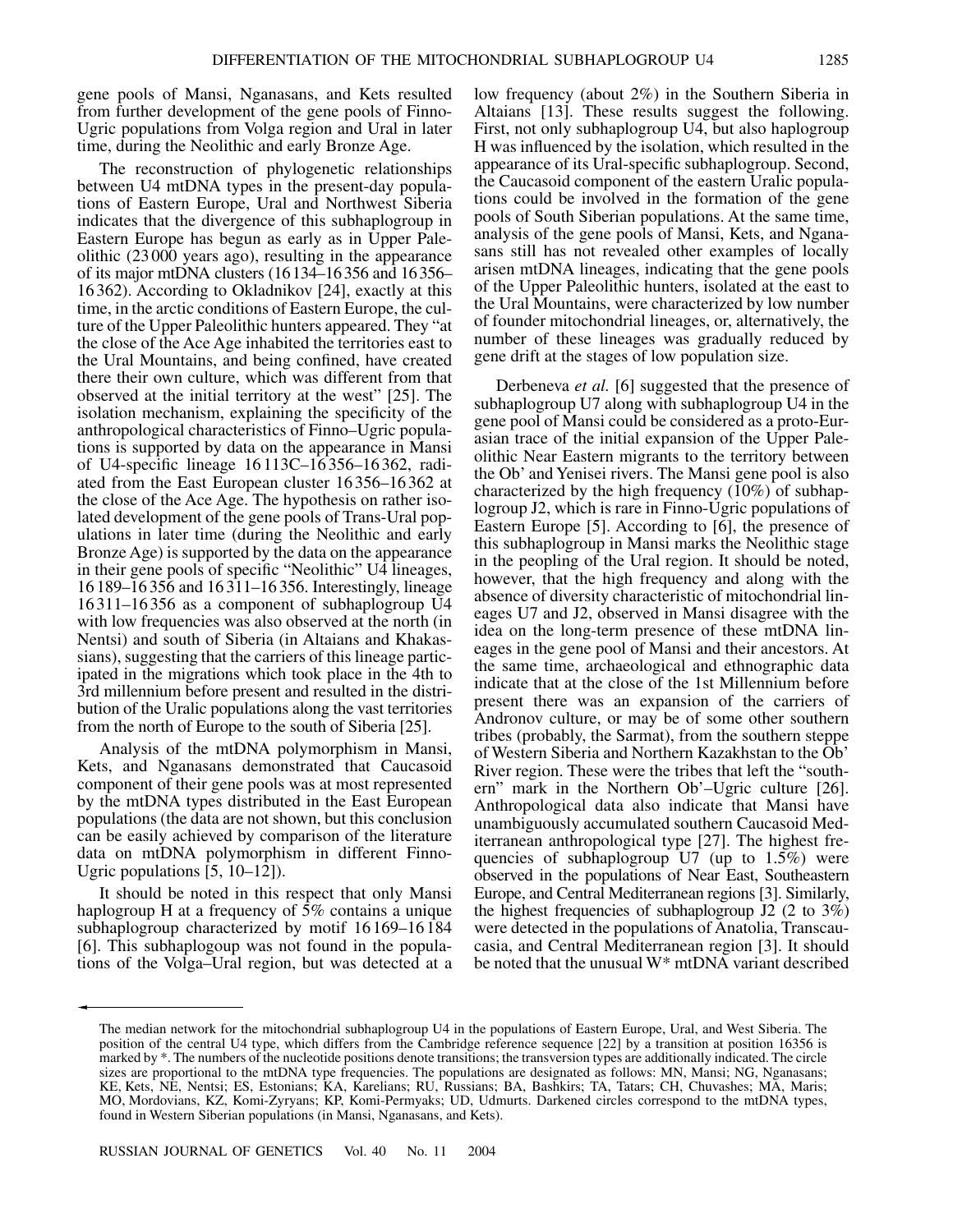gene pools of Mansi, Nganasans, and Kets resulted from further development of the gene pools of Finno-Ugric populations from Volga region and Ural in later time, during the Neolithic and early Bronze Age.

The reconstruction of phylogenetic relationships between U4 mtDNA types in the present-day populations of Eastern Europe, Ural and Northwest Siberia indicates that the divergence of this subhaplogroup in Eastern Europe has begun as early as in Upper Paleolithic (23 000 years ago), resulting in the appearance of its major mtDNA clusters (16 134–16 356 and 16 356–16 362). According to Okladnikov [24], exactly at this time, in the arctic conditions of Eastern Europe, the culture of the Upper Paleolithic hunters appeared. They "at the close of the Ace Age inhabited the territories east to the Ural Mountains, and being confined, have created there their own culture, which was different from that observed at the initial territory at the west" [25]. The isolation mechanism, explaining the specificity of the anthropological characteristics of Finno–Ugric populations is supported by data on the appearance in Mansi of U4-specific lineage 16 113C–16 356–16 362, radiated from the East European cluster 16 356–16 362 at the close of the Ace Age. The hypothesis on rather isolated development of the gene pools of Trans-Ural populations in later time (during the Neolithic and early Bronze Age) is supported by the data on the appearance in their gene pools of specific "Neolithic" U4 lineages, 16 189–16 356 and 16 311–16 356. Interestingly, lineage 16 311–16 356 as a component of subhaplogroup U4 with low frequencies was also observed at the north (in Nentsi) and south of Siberia (in Altaians and Khakassians), suggesting that the carriers of this lineage participated in the migrations which took place in the 4th to 3rd millennium before present and resulted in the distribution of the Uralic populations along the vast territories from the north of Europe to the south of Siberia [25].

Analysis of the mtDNA polymorphism in Mansi, Kets, and Nganasans demonstrated that Caucasoid component of their gene pools was at most represented by the mtDNA types distributed in the East European populations (the data are not shown, but this conclusion can be easily achieved by comparison of the literature data on mtDNA polymorphism in different Finno-Ugric populations [5, 10–12]).

It should be noted in this respect that only Mansi haplogroup H at a frequency of 5% contains a unique subhaplogroup characterized by motif 16 169–16 184 [6]. This subhaplogoup was not found in the populations of the Volga–Ural region, but was detected at a low frequency (about 2%) in the Southern Siberia in Altaians [13]. These results suggest the following. First, not only subhaplogroup U4, but also haplogroup H was influenced by the isolation, which resulted in the appearance of its Ural-specific subhaplogroup. Second, the Caucasoid component of the eastern Uralic populations could be involved in the formation of the gene pools of South Siberian populations. At the same time, analysis of the gene pools of Mansi, Kets, and Nganasans still has not revealed other examples of locally arisen mtDNA lineages, indicating that the gene pools of the Upper Paleolithic hunters, isolated at the east to the Ural Mountains, were characterized by low number of founder mitochondrial lineages, or, alternatively, the number of these lineages was gradually reduced by gene drift at the stages of low population size.

Derbeneva *et al.* [6] suggested that the presence of subhaplogroup U7 along with subhaplogroup U4 in the gene pool of Mansi could be considered as a proto-Eurasian trace of the initial expansion of the Upper Paleolithic Near Eastern migrants to the territory between the Ob' and Yenisei rivers. The Mansi gene pool is also characterized by the high frequency (10%) of subhaplogroup J2, which is rare in Finno-Ugric populations of Eastern Europe [5]. According to [6], the presence of this subhaplogroup in Mansi marks the Neolithic stage in the peopling of the Ural region. It should be noted, however, that the high frequency and along with the absence of diversity characteristic of mitochondrial lineages U7 and J2, observed in Mansi disagree with the idea on the long-term presence of these mtDNA lineages in the gene pool of Mansi and their ancestors. At the same time, archaeological and ethnographic data indicate that at the close of the 1st Millennium before present there was an expansion of the carriers of Andronov culture, or may be of some other southern tribes (probably, the Sarmat), from the southern steppe of Western Siberia and Northern Kazakhstan to the Ob' River region. These were the tribes that left the "southern" mark in the Northern Ob'–Ugric culture [26]. Anthropological data also indicate that Mansi have unambiguously accumulated southern Caucasoid Mediterranean anthropological type [27]. The highest frequencies of subhaplogroup U7 (up to 1.5%) were observed in the populations of Near East, Southeastern Europe, and Central Mediterranean regions [3]. Similarly, the highest frequencies of subhaplogroup J2 (2 to 3%) were detected in the populations of Anatolia, Transcaucasia, and Central Mediterranean region [3]. It should be noted that the unusual W* mtDNA variant described

The median network for the mitochondrial subhaplogroup U4 in the populations of Eastern Europe, Ural, and West Siberia. The position of the central U4 type, which differs from the Cambridge reference sequence [22] by a transition at position 16356 is marked by *. The numbers of the nucleotide positions denote transitions; the transversion types are additionally indicated. The circle sizes are proportional to the mtDNA type frequencies. The populations are designated as follows: MN, Mansi; NG, Nganasans; KE, Kets, NE, Nentsi; ES, Estonians; KA, Karelians; RU, Russians; BA, Bashkirs; TA, Tatars; CH, Chuvashes; MA, Maris; MO, Mordovians, KZ, Komi-Zyryans; KP, Komi-Permyaks; UD, Udmurts. Darkened circles correspond to the mtDNA types, found in Western Siberian populations (in Mansi, Nganasans, and Kets).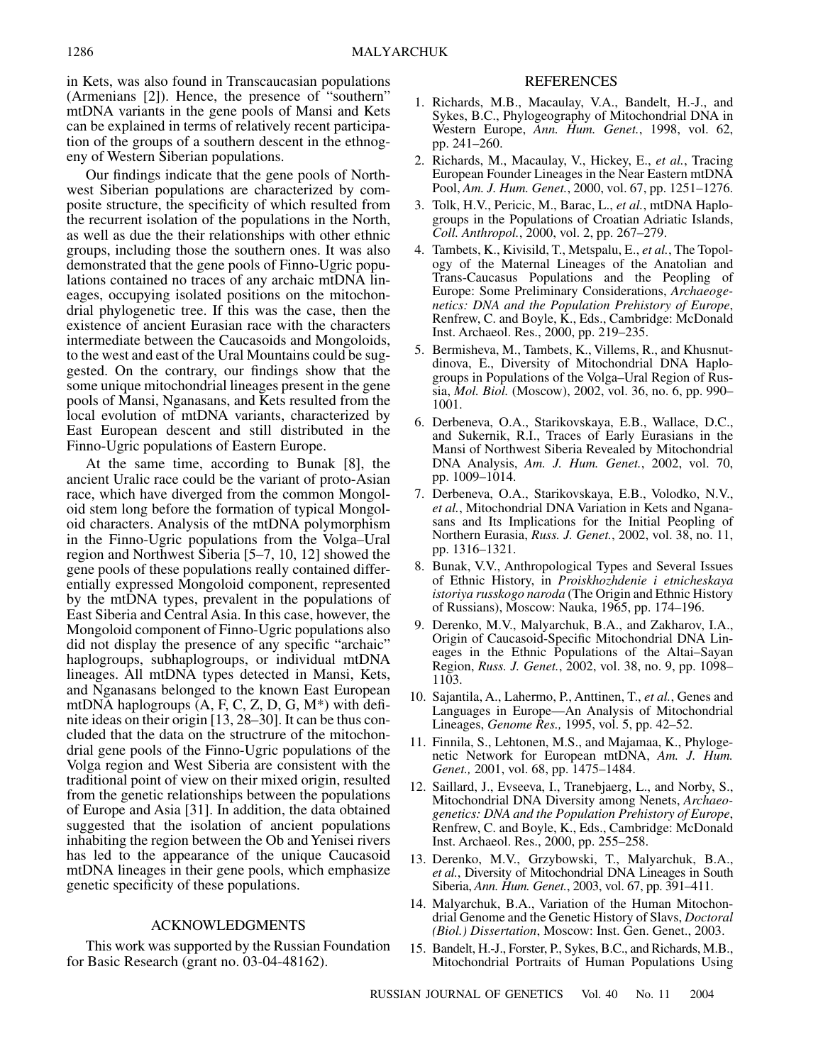in Kets, was also found in Transcaucasian populations (Armenians [2]). Hence, the presence of "southern" mtDNA variants in the gene pools of Mansi and Kets can be explained in terms of relatively recent participation of the groups of a southern descent in the ethnogeny of Western Siberian populations.

Our findings indicate that the gene pools of Northwest Siberian populations are characterized by composite structure, the specificity of which resulted from the recurrent isolation of the populations in the North, as well as due the their relationships with other ethnic groups, including those the southern ones. It was also demonstrated that the gene pools of Finno-Ugric populations contained no traces of any archaic mtDNA lineages, occupying isolated positions on the mitochondrial phylogenetic tree. If this was the case, then the existence of ancient Eurasian race with the characters intermediate between the Caucasoids and Mongoloids, to the west and east of the Ural Mountains could be suggested. On the contrary, our findings show that the some unique mitochondrial lineages present in the gene pools of Mansi, Nganasans, and Kets resulted from the local evolution of mtDNA variants, characterized by East European descent and still distributed in the Finno-Ugric populations of Eastern Europe.

At the same time, according to Bunak [8], the ancient Uralic race could be the variant of proto-Asian race, which have diverged from the common Mongoloid stem long before the formation of typical Mongoloid characters. Analysis of the mtDNA polymorphism in the Finno-Ugric populations from the Volga–Ural region and Northwest Siberia [5–7, 10, 12] showed the gene pools of these populations really contained differentially expressed Mongoloid component, represented by the mtDNA types, prevalent in the populations of East Siberia and Central Asia. In this case, however, the Mongoloid component of Finno-Ugric populations also did not display the presence of any specific "archaic" haplogroups, subhaplogroups, or individual mtDNA lineages. All mtDNA types detected in Mansi, Kets, and Nganasans belonged to the known East European mtDNA haplogroups (A, F, C, Z, D, G, M*) with definite ideas on their origin [13, 28–30]. It can be thus concluded that the data on the structrure of the mitochondrial gene pools of the Finno-Ugric populations of the Volga region and West Siberia are consistent with the traditional point of view on their mixed origin, resulted from the genetic relationships between the populations of Europe and Asia [31]. In addition, the data obtained suggested that the isolation of ancient populations inhabiting the region between the Ob and Yenisei rivers has led to the appearance of the unique Caucasoid mtDNA lineages in their gene pools, which emphasize genetic specificity of these populations.

## ACKNOWLEDGMENTS

This work was supported by the Russian Foundation for Basic Research (grant no. 03-04-48162).

## REFERENCES

1. Richards, M.B., Macaulay, V.A., Bandelt, H.-J., and Sykes, B.C., Phylogeography of Mitochondrial DNA in Western Europe, *Ann. Hum. Genet.*, 1998, vol. 62, pp. 241–260.
2. Richards, M., Macaulay, V., Hickey, E., *et al.*, Tracing European Founder Lineages in the Near Eastern mtDNA Pool, *Am. J. Hum. Genet.*, 2000, vol. 67, pp. 1251–1276.
3. Tolk, H.V., Pericic, M., Barac, L., *et al.*, mtDNA Haplogroups in the Populations of Croatian Adriatic Islands, *Coll. Anthropol.*, 2000, vol. 2, pp. 267–279.
4. Tambets, K., Kivisild, T., Metspalu, E., *et al.*, The Topology of the Maternal Lineages of the Anatolian and Trans-Caucasus Populations and the Peopling of Europe: Some Preliminary Considerations, *Archaeogenetics: DNA and the Population Prehistory of Europe*, Renfrew, C. and Boyle, K., Eds., Cambridge: McDonald Inst. Archaeol. Res., 2000, pp. 219–235.
5. Bermisheva, M., Tambets, K., Villems, R., and Khusnutdinova, E., Diversity of Mitochondrial DNA Haplogroups in Populations of the Volga–Ural Region of Russia, *Mol. Biol.* (Moscow), 2002, vol. 36, no. 6, pp. 990–1001.
6. Derbeneva, O.A., Starikovskaya, E.B., Wallace, D.C., and Sukernik, R.I., Traces of Early Eurasians in the Mansi of Northwest Siberia Revealed by Mitochondrial DNA Analysis, *Am. J. Hum. Genet.*, 2002, vol. 70, pp. 1009–1014.
7. Derbeneva, O.A., Starikovskaya, E.B., Volodko, N.V., *et al.*, Mitochondrial DNA Variation in Kets and Nganasans and Its Implications for the Initial Peopling of Northern Eurasia, *Russ. J. Genet.*, 2002, vol. 38, no. 11, pp. 1316–1321.
8. Bunak, V.V., Anthropological Types and Several Issues of Ethnic History, in *Proiskhozhdenie i etnicheskaya istoriya russkogo naroda* (The Origin and Ethnic History of Russians), Moscow: Nauka, 1965, pp. 174–196.
9. Derenko, M.V., Malyarchuk, B.A., and Zakharov, I.A., Origin of Caucasoid-Specific Mitochondrial DNA Lineages in the Ethnic Populations of the Altai–Sayan Region, *Russ. J. Genet.*, 2002, vol. 38, no. 9, pp. 1098–1103.
10. Sajantila, A., Lahermo, P., Anttinen, T., *et al.*, Genes and Languages in Europe—An Analysis of Mitochondrial Lineages, *Genome Res.,* 1995, vol. 5, pp. 42–52.
11. Finnila, S., Lehtonen, M.S., and Majamaa, K., Phylogenetic Network for European mtDNA, *Am. J. Hum. Genet.,* 2001, vol. 68, pp. 1475–1484.
12. Saillard, J., Evseeva, I., Tranebjaerg, L., and Norby, S., Mitochondrial DNA Diversity among Nenets, *Archaeogenetics: DNA and the Population Prehistory of Europe*, Renfrew, C. and Boyle, K., Eds., Cambridge: McDonald Inst. Archaeol. Res., 2000, pp. 255–258.
13. Derenko, M.V., Grzybowski, T., Malyarchuk, B.A., *et al.*, Diversity of Mitochondrial DNA Lineages in South Siberia, *Ann. Hum. Genet.*, 2003, vol. 67, pp. 391–411.
14. Malyarchuk, B.A., Variation of the Human Mitochondrial Genome and the Genetic History of Slavs, *Doctoral (Biol.) Dissertation*, Moscow: Inst. Gen. Genet., 2003.
15. Bandelt, H.-J., Forster, P., Sykes, B.C., and Richards, M.B., Mitochondrial Portraits of Human Populations Using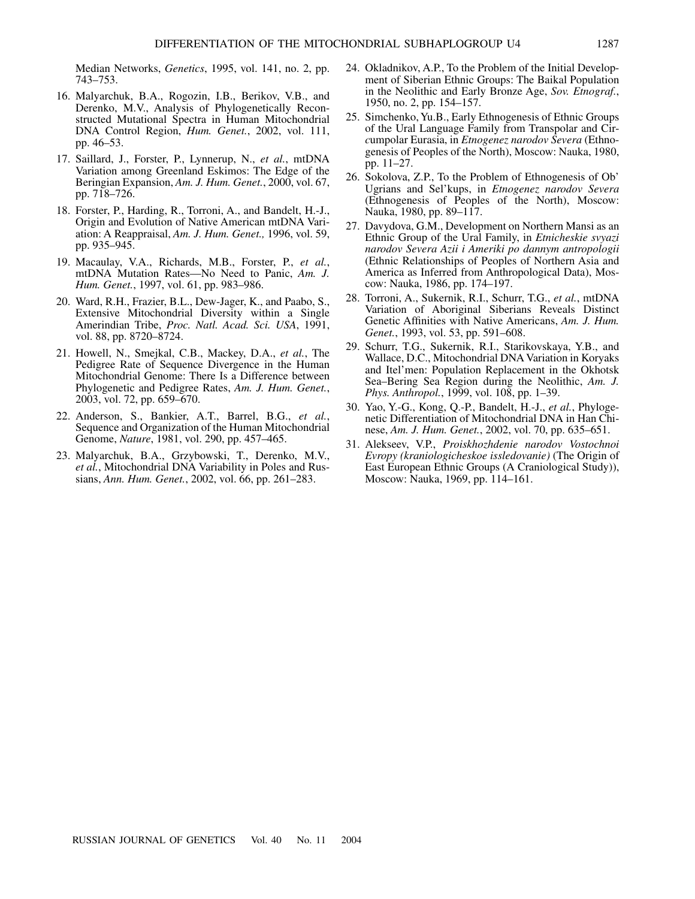Median Networks, *Genetics*, 1995, vol. 141, no. 2, pp. 743–753.

16. Malyarchuk, B.A., Rogozin, I.B., Berikov, V.B., and Derenko, M.V., Analysis of Phylogenetically Reconstructed Mutational Spectra in Human Mitochondrial DNA Control Region, *Hum. Genet.*, 2002, vol. 111, pp. 46–53.
17. Saillard, J., Forster, P., Lynnerup, N., *et al.*, mtDNA Variation among Greenland Eskimos: The Edge of the Beringian Expansion, *Am. J. Hum. Genet.*, 2000, vol. 67, pp. 718–726.
18. Forster, P., Harding, R., Torroni, A., and Bandelt, H.-J., Origin and Evolution of Native American mtDNA Variation: A Reappraisal, *Am. J. Hum. Genet.,* 1996, vol. 59, pp. 935–945.
19. Macaulay, V.A., Richards, M.B., Forster, P., *et al.*, mtDNA Mutation Rates—No Need to Panic, *Am. J. Hum. Genet.*, 1997, vol. 61, pp. 983–986.
20. Ward, R.H., Frazier, B.L., Dew-Jager, K., and Paabo, S., Extensive Mitochondrial Diversity within a Single Amerindian Tribe, *Proc. Natl. Acad. Sci. USA*, 1991, vol. 88, pp. 8720–8724.
21. Howell, N., Smejkal, C.B., Mackey, D.A., *et al.*, The Pedigree Rate of Sequence Divergence in the Human Mitochondrial Genome: There Is a Difference between Phylogenetic and Pedigree Rates, *Am. J. Hum. Genet.*, 2003, vol. 72, pp. 659–670.
22. Anderson, S., Bankier, A.T., Barrel, B.G., *et al.*, Sequence and Organization of the Human Mitochondrial Genome, *Nature*, 1981, vol. 290, pp. 457–465.
23. Malyarchuk, B.A., Grzybowski, T., Derenko, M.V., *et al.*, Mitochondrial DNA Variability in Poles and Russians, *Ann. Hum. Genet.*, 2002, vol. 66, pp. 261–283.
24. Okladnikov, A.P., To the Problem of the Initial Development of Siberian Ethnic Groups: The Baikal Population in the Neolithic and Early Bronze Age, *Sov. Etnograf.*, 1950, no. 2, pp. 154–157.
25. Simchenko, Yu.B., Early Ethnogenesis of Ethnic Groups of the Ural Language Family from Transpolar and Circumpolar Eurasia, in *Etnogenez narodov Severa* (Ethnogenesis of Peoples of the North), Moscow: Nauka, 1980, pp. 11–27.
26. Sokolova, Z.P., To the Problem of Ethnogenesis of Ob' Ugrians and Sel'kups, in *Etnogenez narodov Severa* (Ethnogenesis of Peoples of the North), Moscow: Nauka, 1980, pp. 89–117.
27. Davydova, G.M., Development on Northern Mansi as an Ethnic Group of the Ural Family, in *Etnicheskie svyazi narodov Severa Azii i Ameriki po dannym antropologii* (Ethnic Relationships of Peoples of Northern Asia and America as Inferred from Anthropological Data), Moscow: Nauka, 1986, pp. 174–197.
28. Torroni, A., Sukernik, R.I., Schurr, T.G., *et al.*, mtDNA Variation of Aboriginal Siberians Reveals Distinct Genetic Affinities with Native Americans, *Am. J. Hum. Genet.*, 1993, vol. 53, pp. 591–608.
29. Schurr, T.G., Sukernik, R.I., Starikovskaya, Y.B., and Wallace, D.C., Mitochondrial DNA Variation in Koryaks and Itel'men: Population Replacement in the Okhotsk Sea–Bering Sea Region during the Neolithic, *Am. J. Phys. Anthropol.*, 1999, vol. 108, pp. 1–39.
30. Yao, Y.-G., Kong, Q.-P., Bandelt, H.-J., *et al.*, Phylogenetic Differentiation of Mitochondrial DNA in Han Chinese, *Am. J. Hum. Genet.*, 2002, vol. 70, pp. 635–651.
31. Alekseev, V.P., *Proiskhozhdenie narodov Vostochnoi Evropy (kraniologicheskoe issledovanie)* (The Origin of East European Ethnic Groups (A Craniological Study)), Moscow: Nauka, 1969, pp. 114–161.